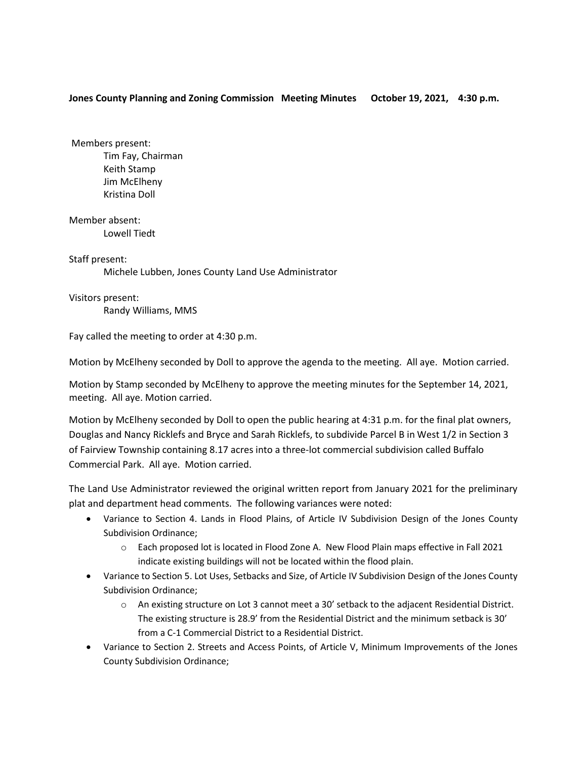**Jones County Planning and Zoning Commission Meeting Minutes October 19, 2021, 4:30 p.m.**

Members present:
- Tim Fay, Chairman
- Keith Stamp
- Jim McElheny
- Kristina Doll

Member absent:
- Lowell Tiedt

Staff present:
- Michele Lubben, Jones County Land Use Administrator

Visitors present:
- Randy Williams, MMS

Fay called the meeting to order at 4:30 p.m.

Motion by McElheny seconded by Doll to approve the agenda to the meeting. All aye. Motion carried.

Motion by Stamp seconded by McElheny to approve the meeting minutes for the September 14, 2021, meeting. All aye. Motion carried.

Motion by McElheny seconded by Doll to open the public hearing at 4:31 p.m. for the final plat owners, Douglas and Nancy Ricklefs and Bryce and Sarah Ricklefs, to subdivide Parcel B in West 1/2 in Section 3 of Fairview Township containing 8.17 acres into a three-lot commercial subdivision called Buffalo Commercial Park. All aye. Motion carried.

The Land Use Administrator reviewed the original written report from January 2021 for the preliminary plat and department head comments. The following variances were noted:

- Variance to Section 4. Lands in Flood Plains, of Article IV Subdivision Design of the Jones County Subdivision Ordinance;
  - Each proposed lot is located in Flood Zone A. New Flood Plain maps effective in Fall 2021 indicate existing buildings will not be located within the flood plain.
- Variance to Section 5. Lot Uses, Setbacks and Size, of Article IV Subdivision Design of the Jones County Subdivision Ordinance;
  - An existing structure on Lot 3 cannot meet a 30' setback to the adjacent Residential District. The existing structure is 28.9' from the Residential District and the minimum setback is 30' from a C-1 Commercial District to a Residential District.
- Variance to Section 2. Streets and Access Points, of Article V, Minimum Improvements of the Jones County Subdivision Ordinance;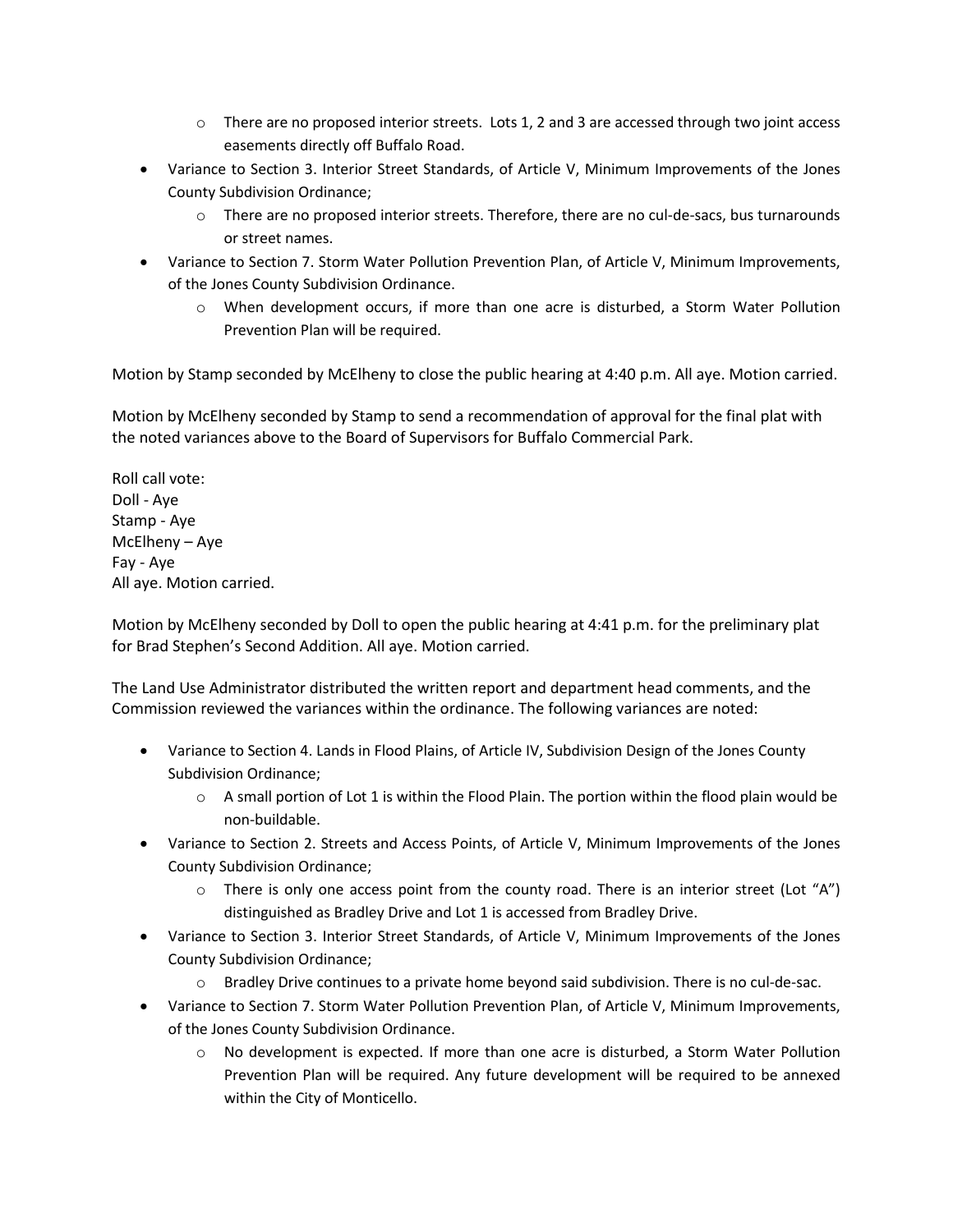- There are no proposed interior streets. Lots 1, 2 and 3 are accessed through two joint access easements directly off Buffalo Road.
- Variance to Section 3. Interior Street Standards, of Article V, Minimum Improvements of the Jones County Subdivision Ordinance;
    - There are no proposed interior streets. Therefore, there are no cul-de-sacs, bus turnarounds or street names.
- Variance to Section 7. Storm Water Pollution Prevention Plan, of Article V, Minimum Improvements, of the Jones County Subdivision Ordinance.
    - When development occurs, if more than one acre is disturbed, a Storm Water Pollution Prevention Plan will be required.

Motion by Stamp seconded by McElheny to close the public hearing at 4:40 p.m. All aye. Motion carried.

Motion by McElheny seconded by Stamp to send a recommendation of approval for the final plat with the noted variances above to the Board of Supervisors for Buffalo Commercial Park.

Roll call vote:
Doll - Aye
Stamp - Aye
McElheny – Aye
Fay - Aye
All aye. Motion carried.

Motion by McElheny seconded by Doll to open the public hearing at 4:41 p.m. for the preliminary plat for Brad Stephen's Second Addition. All aye. Motion carried.

The Land Use Administrator distributed the written report and department head comments, and the Commission reviewed the variances within the ordinance. The following variances are noted:

- Variance to Section 4. Lands in Flood Plains, of Article IV, Subdivision Design of the Jones County Subdivision Ordinance;
    - A small portion of Lot 1 is within the Flood Plain. The portion within the flood plain would be non-buildable.
- Variance to Section 2. Streets and Access Points, of Article V, Minimum Improvements of the Jones County Subdivision Ordinance;
    - There is only one access point from the county road. There is an interior street (Lot "A") distinguished as Bradley Drive and Lot 1 is accessed from Bradley Drive.
- Variance to Section 3. Interior Street Standards, of Article V, Minimum Improvements of the Jones County Subdivision Ordinance;
    - Bradley Drive continues to a private home beyond said subdivision. There is no cul-de-sac.
- Variance to Section 7. Storm Water Pollution Prevention Plan, of Article V, Minimum Improvements, of the Jones County Subdivision Ordinance.
    - No development is expected. If more than one acre is disturbed, a Storm Water Pollution Prevention Plan will be required. Any future development will be required to be annexed within the City of Monticello.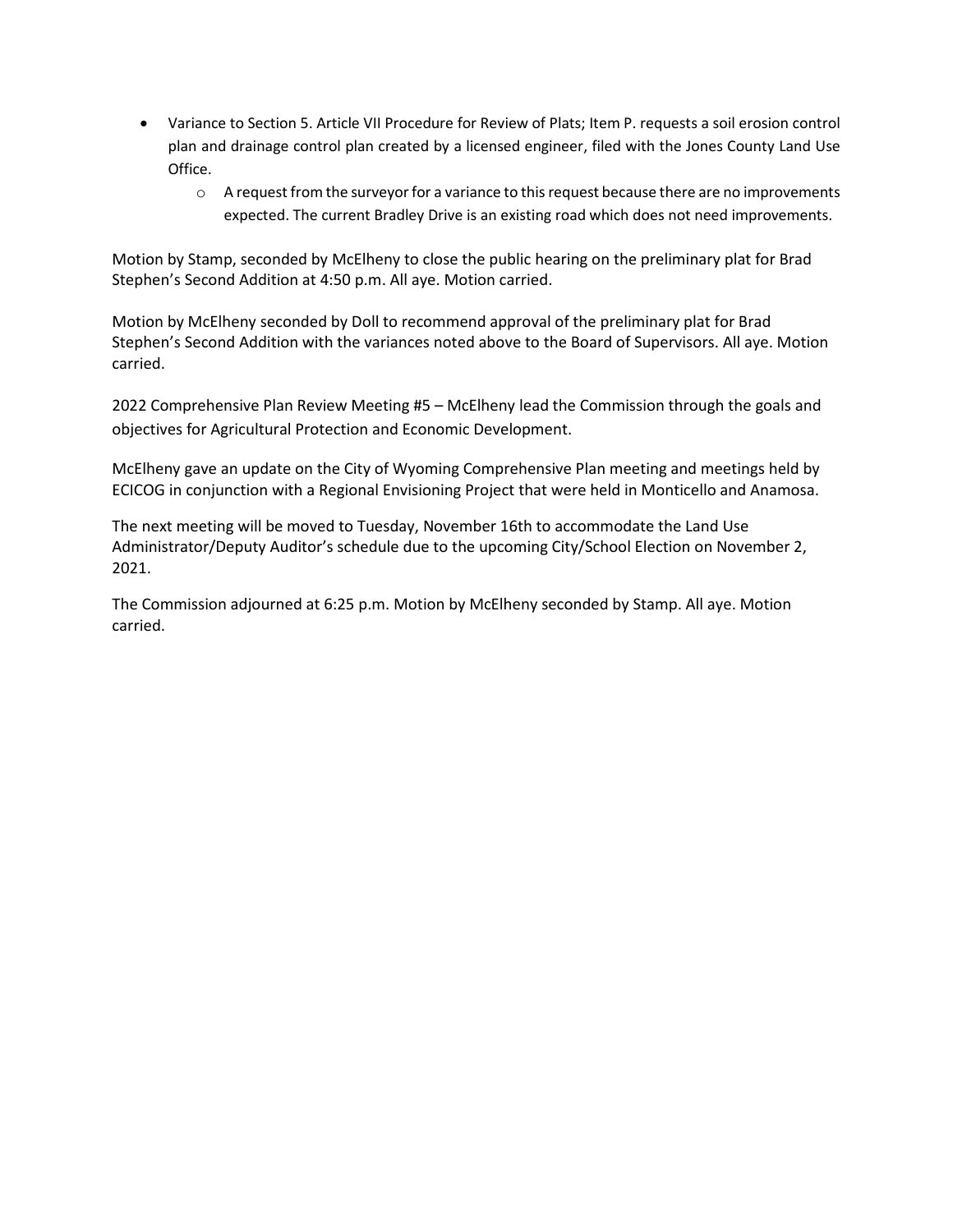- Variance to Section 5. Article VII Procedure for Review of Plats; Item P. requests a soil erosion control plan and drainage control plan created by a licensed engineer, filed with the Jones County Land Use Office.
  - A request from the surveyor for a variance to this request because there are no improvements expected. The current Bradley Drive is an existing road which does not need improvements.

Motion by Stamp, seconded by McElheny to close the public hearing on the preliminary plat for Brad Stephen's Second Addition at 4:50 p.m. All aye. Motion carried.

Motion by McElheny seconded by Doll to recommend approval of the preliminary plat for Brad Stephen's Second Addition with the variances noted above to the Board of Supervisors. All aye. Motion carried.

2022 Comprehensive Plan Review Meeting #5 – McElheny lead the Commission through the goals and objectives for Agricultural Protection and Economic Development.

McElheny gave an update on the City of Wyoming Comprehensive Plan meeting and meetings held by ECICOG in conjunction with a Regional Envisioning Project that were held in Monticello and Anamosa.

The next meeting will be moved to Tuesday, November 16th to accommodate the Land Use Administrator/Deputy Auditor's schedule due to the upcoming City/School Election on November 2, 2021.

The Commission adjourned at 6:25 p.m. Motion by McElheny seconded by Stamp. All aye. Motion carried.